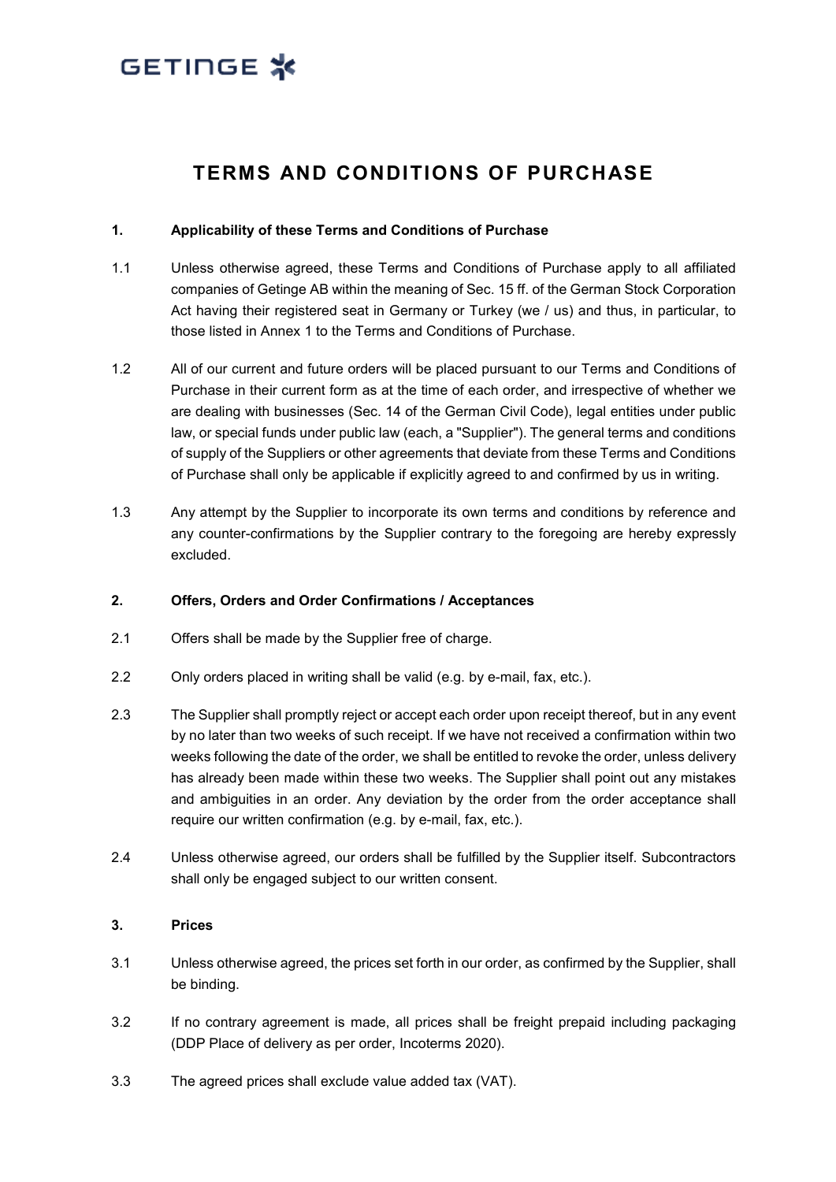# TERMS AND CONDITIONS OF PURCHASE

## 1. Applicability of these Terms and Conditions of Purchase

1.1 Unless otherwise agreed, these Terms and Conditions of Purchase apply to all affiliated companies of Getinge AB within the meaning of Sec. 15 ff. of the German Stock Corporation Act having their registered seat in Germany or Turkey (we / us) and thus, in particular, to those listed in Annex 1 to the Terms and Conditions of Purchase.

1.2 All of our current and future orders will be placed pursuant to our Terms and Conditions of Purchase in their current form as at the time of each order, and irrespective of whether we are dealing with businesses (Sec. 14 of the German Civil Code), legal entities under public law, or special funds under public law (each, a "Supplier"). The general terms and conditions of supply of the Suppliers or other agreements that deviate from these Terms and Conditions of Purchase shall only be applicable if explicitly agreed to and confirmed by us in writing.

1.3 Any attempt by the Supplier to incorporate its own terms and conditions by reference and any counter-confirmations by the Supplier contrary to the foregoing are hereby expressly excluded.

## 2. Offers, Orders and Order Confirmations / Acceptances

2.1 Offers shall be made by the Supplier free of charge.

2.2 Only orders placed in writing shall be valid (e.g. by e-mail, fax, etc.).

2.3 The Supplier shall promptly reject or accept each order upon receipt thereof, but in any event by no later than two weeks of such receipt. If we have not received a confirmation within two weeks following the date of the order, we shall be entitled to revoke the order, unless delivery has already been made within these two weeks. The Supplier shall point out any mistakes and ambiguities in an order. Any deviation by the order from the order acceptance shall require our written confirmation (e.g. by e-mail, fax, etc.).

2.4 Unless otherwise agreed, our orders shall be fulfilled by the Supplier itself. Subcontractors shall only be engaged subject to our written consent.

## 3. Prices

3.1 Unless otherwise agreed, the prices set forth in our order, as confirmed by the Supplier, shall be binding.

3.2 If no contrary agreement is made, all prices shall be freight prepaid including packaging (DDP Place of delivery as per order, Incoterms 2020).

3.3 The agreed prices shall exclude value added tax (VAT).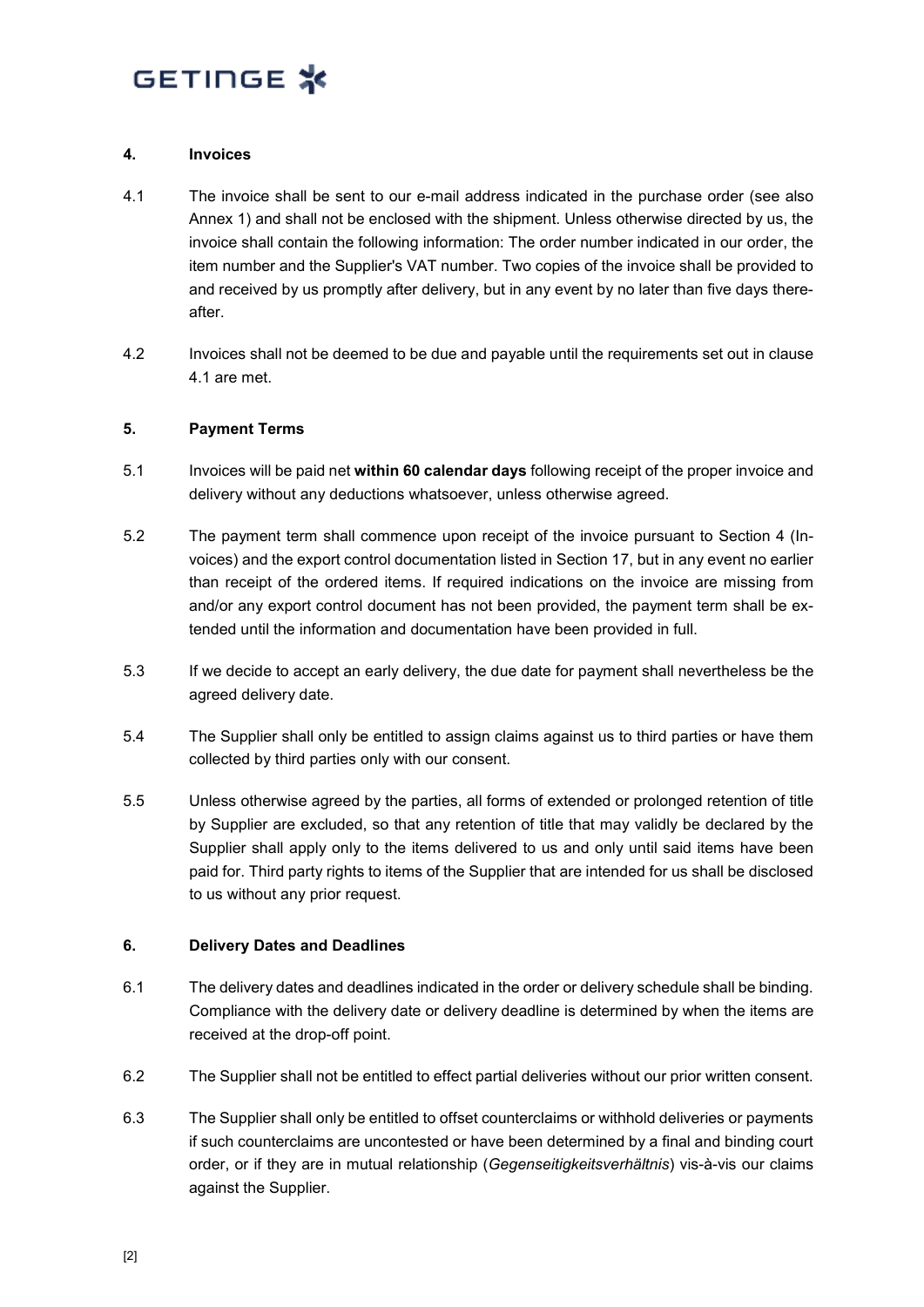## 4. Invoices

4.1 The invoice shall be sent to our e-mail address indicated in the purchase order (see also Annex 1) and shall not be enclosed with the shipment. Unless otherwise directed by us, the invoice shall contain the following information: The order number indicated in our order, the item number and the Supplier's VAT number. Two copies of the invoice shall be provided to and received by us promptly after delivery, but in any event by no later than five days thereafter.

4.2 Invoices shall not be deemed to be due and payable until the requirements set out in clause 4.1 are met.

## 5. Payment Terms

5.1 Invoices will be paid net **within 60 calendar days** following receipt of the proper invoice and delivery without any deductions whatsoever, unless otherwise agreed.

5.2 The payment term shall commence upon receipt of the invoice pursuant to Section 4 (Invoices) and the export control documentation listed in Section 17, but in any event no earlier than receipt of the ordered items. If required indications on the invoice are missing from and/or any export control document has not been provided, the payment term shall be extended until the information and documentation have been provided in full.

5.3 If we decide to accept an early delivery, the due date for payment shall nevertheless be the agreed delivery date.

5.4 The Supplier shall only be entitled to assign claims against us to third parties or have them collected by third parties only with our consent.

5.5 Unless otherwise agreed by the parties, all forms of extended or prolonged retention of title by Supplier are excluded, so that any retention of title that may validly be declared by the Supplier shall apply only to the items delivered to us and only until said items have been paid for. Third party rights to items of the Supplier that are intended for us shall be disclosed to us without any prior request.

## 6. Delivery Dates and Deadlines

6.1 The delivery dates and deadlines indicated in the order or delivery schedule shall be binding. Compliance with the delivery date or delivery deadline is determined by when the items are received at the drop-off point.

6.2 The Supplier shall not be entitled to effect partial deliveries without our prior written consent.

6.3 The Supplier shall only be entitled to offset counterclaims or withhold deliveries or payments if such counterclaims are uncontested or have been determined by a final and binding court order, or if they are in mutual relationship (*Gegenseitigkeitsverhältnis*) vis-à-vis our claims against the Supplier.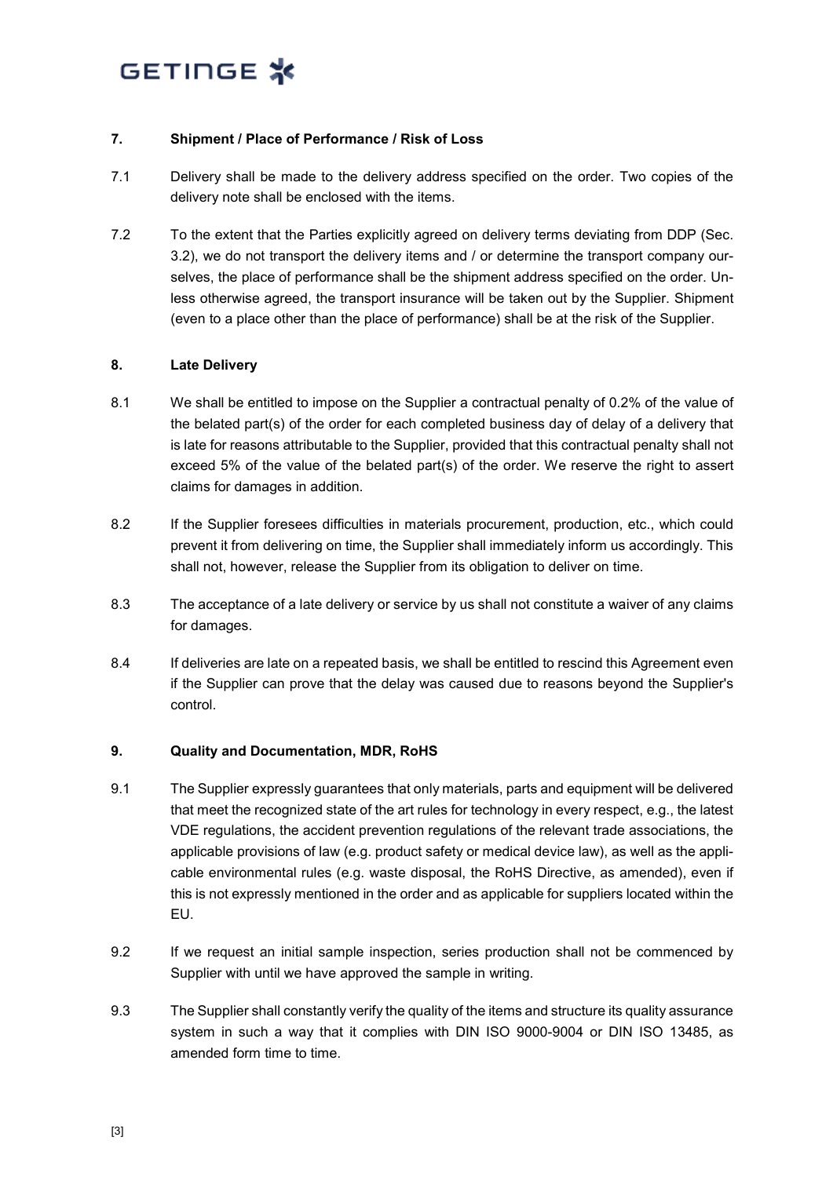## 7. Shipment / Place of Performance / Risk of Loss

7.1 Delivery shall be made to the delivery address specified on the order. Two copies of the delivery note shall be enclosed with the items.

7.2 To the extent that the Parties explicitly agreed on delivery terms deviating from DDP (Sec. 3.2), we do not transport the delivery items and / or determine the transport company ourselves, the place of performance shall be the shipment address specified on the order. Unless otherwise agreed, the transport insurance will be taken out by the Supplier. Shipment (even to a place other than the place of performance) shall be at the risk of the Supplier.

## 8. Late Delivery

8.1 We shall be entitled to impose on the Supplier a contractual penalty of 0.2% of the value of the belated part(s) of the order for each completed business day of delay of a delivery that is late for reasons attributable to the Supplier, provided that this contractual penalty shall not exceed 5% of the value of the belated part(s) of the order. We reserve the right to assert claims for damages in addition.

8.2 If the Supplier foresees difficulties in materials procurement, production, etc., which could prevent it from delivering on time, the Supplier shall immediately inform us accordingly. This shall not, however, release the Supplier from its obligation to deliver on time.

8.3 The acceptance of a late delivery or service by us shall not constitute a waiver of any claims for damages.

8.4 If deliveries are late on a repeated basis, we shall be entitled to rescind this Agreement even if the Supplier can prove that the delay was caused due to reasons beyond the Supplier's control.

## 9. Quality and Documentation, MDR, RoHS

9.1 The Supplier expressly guarantees that only materials, parts and equipment will be delivered that meet the recognized state of the art rules for technology in every respect, e.g., the latest VDE regulations, the accident prevention regulations of the relevant trade associations, the applicable provisions of law (e.g. product safety or medical device law), as well as the applicable environmental rules (e.g. waste disposal, the RoHS Directive, as amended), even if this is not expressly mentioned in the order and as applicable for suppliers located within the EU.

9.2 If we request an initial sample inspection, series production shall not be commenced by Supplier with until we have approved the sample in writing.

9.3 The Supplier shall constantly verify the quality of the items and structure its quality assurance system in such a way that it complies with DIN ISO 9000-9004 or DIN ISO 13485, as amended form time to time.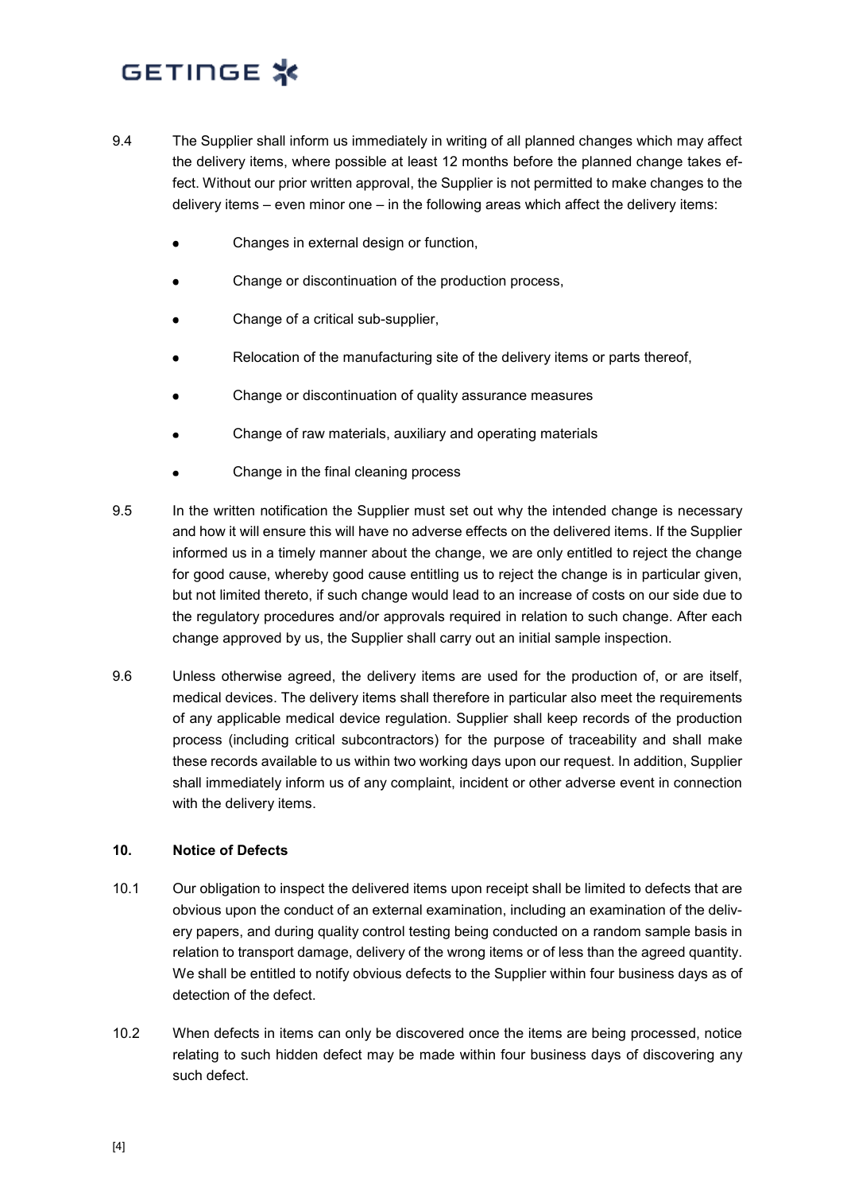9.4 The Supplier shall inform us immediately in writing of all planned changes which may affect the delivery items, where possible at least 12 months before the planned change takes effect. Without our prior written approval, the Supplier is not permitted to make changes to the delivery items – even minor one – in the following areas which affect the delivery items:

- Changes in external design or function,
- Change or discontinuation of the production process,
- Change of a critical sub-supplier,
- Relocation of the manufacturing site of the delivery items or parts thereof,
- Change or discontinuation of quality assurance measures
- Change of raw materials, auxiliary and operating materials
- Change in the final cleaning process

9.5 In the written notification the Supplier must set out why the intended change is necessary and how it will ensure this will have no adverse effects on the delivered items. If the Supplier informed us in a timely manner about the change, we are only entitled to reject the change for good cause, whereby good cause entitling us to reject the change is in particular given, but not limited thereto, if such change would lead to an increase of costs on our side due to the regulatory procedures and/or approvals required in relation to such change. After each change approved by us, the Supplier shall carry out an initial sample inspection.

9.6 Unless otherwise agreed, the delivery items are used for the production of, or are itself, medical devices. The delivery items shall therefore in particular also meet the requirements of any applicable medical device regulation. Supplier shall keep records of the production process (including critical subcontractors) for the purpose of traceability and shall make these records available to us within two working days upon our request. In addition, Supplier shall immediately inform us of any complaint, incident or other adverse event in connection with the delivery items.

## 10. Notice of Defects

10.1 Our obligation to inspect the delivered items upon receipt shall be limited to defects that are obvious upon the conduct of an external examination, including an examination of the delivery papers, and during quality control testing being conducted on a random sample basis in relation to transport damage, delivery of the wrong items or of less than the agreed quantity. We shall be entitled to notify obvious defects to the Supplier within four business days as of detection of the defect.

10.2 When defects in items can only be discovered once the items are being processed, notice relating to such hidden defect may be made within four business days of discovering any such defect.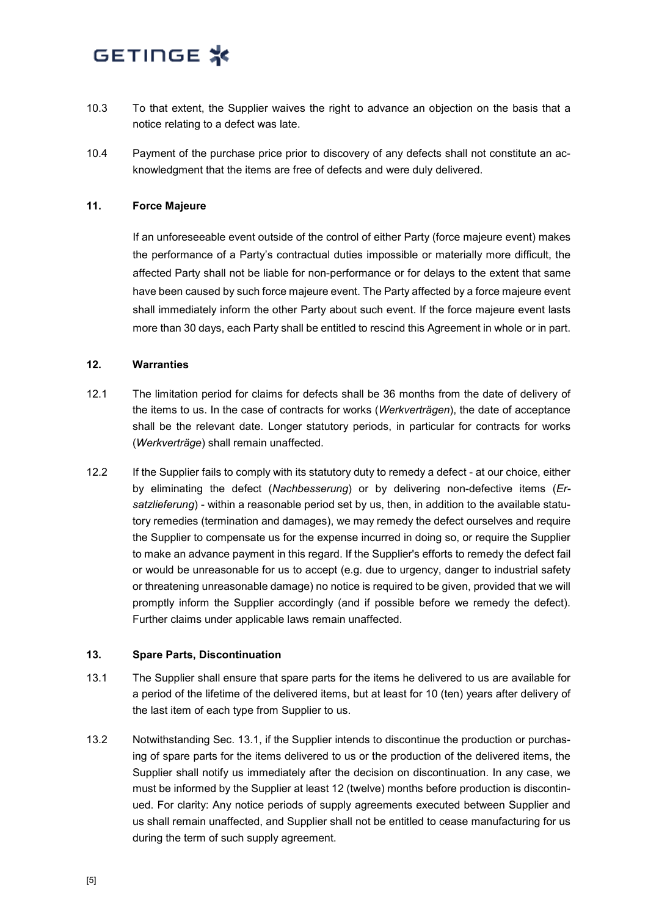10.3 To that extent, the Supplier waives the right to advance an objection on the basis that a notice relating to a defect was late.

10.4 Payment of the purchase price prior to discovery of any defects shall not constitute an acknowledgment that the items are free of defects and were duly delivered.

## 11. Force Majeure

If an unforeseeable event outside of the control of either Party (force majeure event) makes the performance of a Party's contractual duties impossible or materially more difficult, the affected Party shall not be liable for non-performance or for delays to the extent that same have been caused by such force majeure event. The Party affected by a force majeure event shall immediately inform the other Party about such event. If the force majeure event lasts more than 30 days, each Party shall be entitled to rescind this Agreement in whole or in part.

## 12. Warranties

12.1 The limitation period for claims for defects shall be 36 months from the date of delivery of the items to us. In the case of contracts for works (*Werkverträgen*), the date of acceptance shall be the relevant date. Longer statutory periods, in particular for contracts for works (*Werkverträge*) shall remain unaffected.

12.2 If the Supplier fails to comply with its statutory duty to remedy a defect - at our choice, either by eliminating the defect (*Nachbesserung*) or by delivering non-defective items (*Ersatzlieferung*) - within a reasonable period set by us, then, in addition to the available statutory remedies (termination and damages), we may remedy the defect ourselves and require the Supplier to compensate us for the expense incurred in doing so, or require the Supplier to make an advance payment in this regard. If the Supplier's efforts to remedy the defect fail or would be unreasonable for us to accept (e.g. due to urgency, danger to industrial safety or threatening unreasonable damage) no notice is required to be given, provided that we will promptly inform the Supplier accordingly (and if possible before we remedy the defect). Further claims under applicable laws remain unaffected.

## 13. Spare Parts, Discontinuation

13.1 The Supplier shall ensure that spare parts for the items he delivered to us are available for a period of the lifetime of the delivered items, but at least for 10 (ten) years after delivery of the last item of each type from Supplier to us.

13.2 Notwithstanding Sec. 13.1, if the Supplier intends to discontinue the production or purchasing of spare parts for the items delivered to us or the production of the delivered items, the Supplier shall notify us immediately after the decision on discontinuation. In any case, we must be informed by the Supplier at least 12 (twelve) months before production is discontinued. For clarity: Any notice periods of supply agreements executed between Supplier and us shall remain unaffected, and Supplier shall not be entitled to cease manufacturing for us during the term of such supply agreement.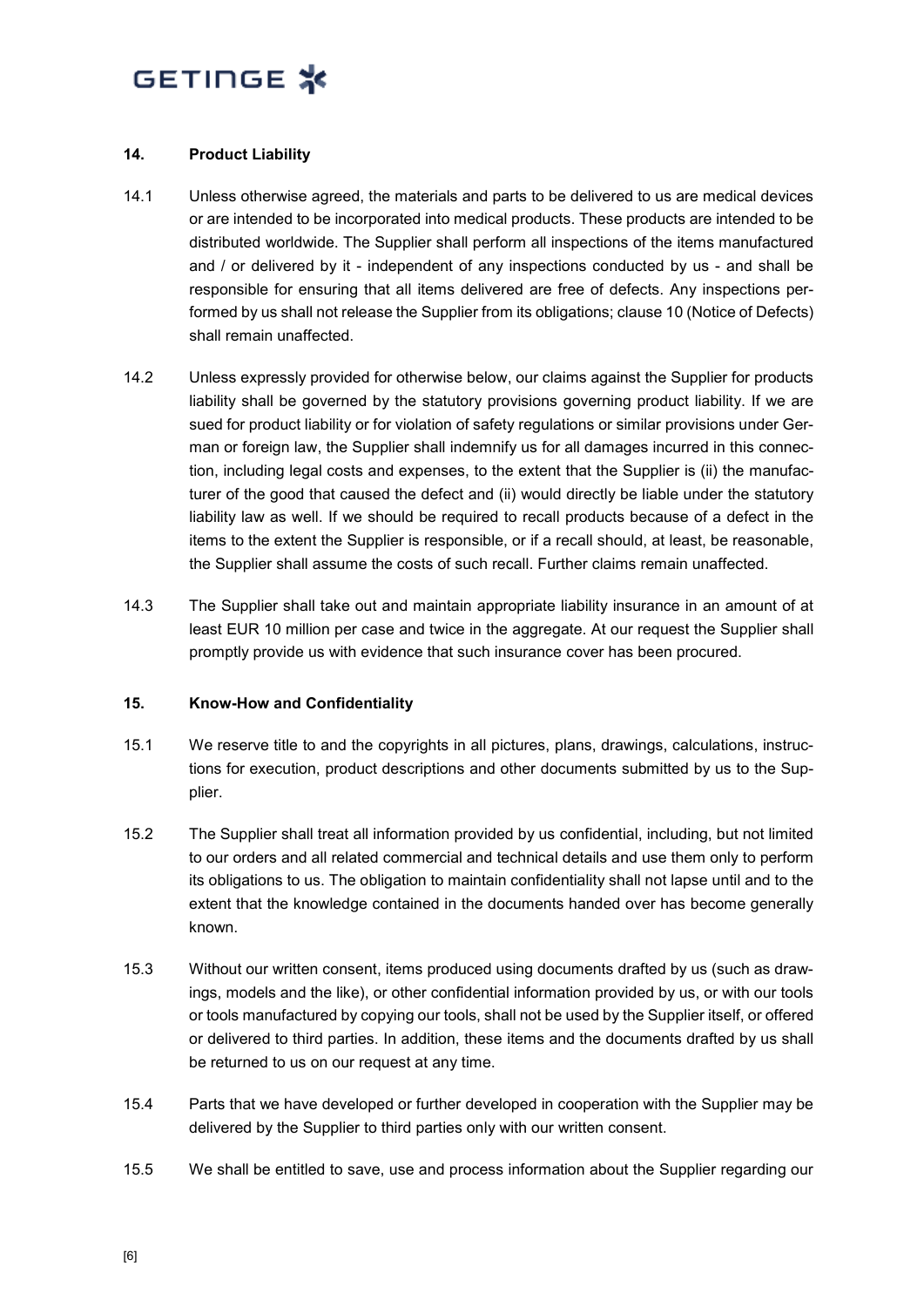## 14. Product Liability

14.1 Unless otherwise agreed, the materials and parts to be delivered to us are medical devices or are intended to be incorporated into medical products. These products are intended to be distributed worldwide. The Supplier shall perform all inspections of the items manufactured and / or delivered by it - independent of any inspections conducted by us - and shall be responsible for ensuring that all items delivered are free of defects. Any inspections performed by us shall not release the Supplier from its obligations; clause 10 (Notice of Defects) shall remain unaffected.

14.2 Unless expressly provided for otherwise below, our claims against the Supplier for products liability shall be governed by the statutory provisions governing product liability. If we are sued for product liability or for violation of safety regulations or similar provisions under German or foreign law, the Supplier shall indemnify us for all damages incurred in this connection, including legal costs and expenses, to the extent that the Supplier is (ii) the manufacturer of the good that caused the defect and (ii) would directly be liable under the statutory liability law as well. If we should be required to recall products because of a defect in the items to the extent the Supplier is responsible, or if a recall should, at least, be reasonable, the Supplier shall assume the costs of such recall. Further claims remain unaffected.

14.3 The Supplier shall take out and maintain appropriate liability insurance in an amount of at least EUR 10 million per case and twice in the aggregate. At our request the Supplier shall promptly provide us with evidence that such insurance cover has been procured.

## 15. Know-How and Confidentiality

15.1 We reserve title to and the copyrights in all pictures, plans, drawings, calculations, instructions for execution, product descriptions and other documents submitted by us to the Supplier.

15.2 The Supplier shall treat all information provided by us confidential, including, but not limited to our orders and all related commercial and technical details and use them only to perform its obligations to us. The obligation to maintain confidentiality shall not lapse until and to the extent that the knowledge contained in the documents handed over has become generally known.

15.3 Without our written consent, items produced using documents drafted by us (such as drawings, models and the like), or other confidential information provided by us, or with our tools or tools manufactured by copying our tools, shall not be used by the Supplier itself, or offered or delivered to third parties. In addition, these items and the documents drafted by us shall be returned to us on our request at any time.

15.4 Parts that we have developed or further developed in cooperation with the Supplier may be delivered by the Supplier to third parties only with our written consent.

15.5 We shall be entitled to save, use and process information about the Supplier regarding our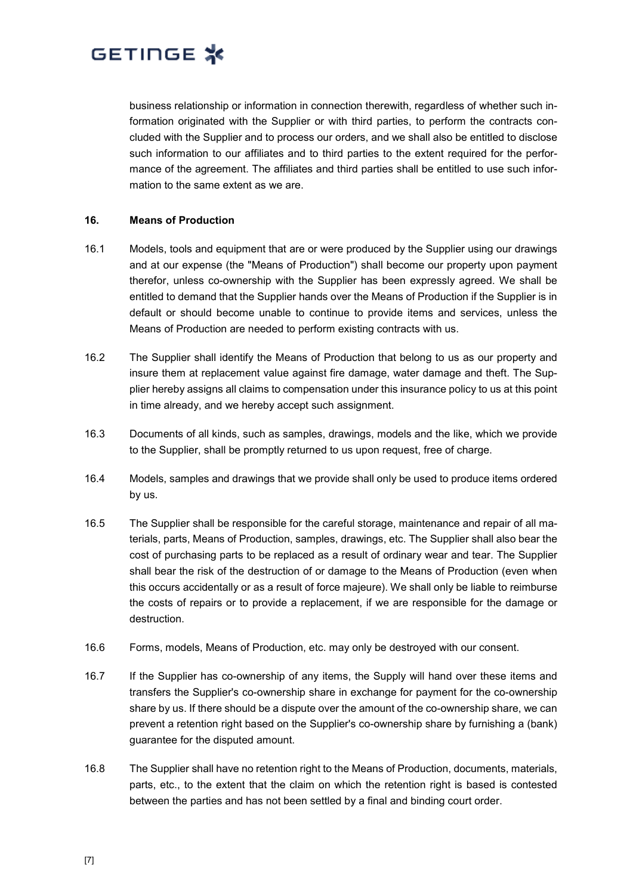business relationship or information in connection therewith, regardless of whether such information originated with the Supplier or with third parties, to perform the contracts concluded with the Supplier and to process our orders, and we shall also be entitled to disclose such information to our affiliates and to third parties to the extent required for the performance of the agreement. The affiliates and third parties shall be entitled to use such information to the same extent as we are.

## 16. Means of Production

16.1 Models, tools and equipment that are or were produced by the Supplier using our drawings and at our expense (the "Means of Production") shall become our property upon payment therefor, unless co-ownership with the Supplier has been expressly agreed. We shall be entitled to demand that the Supplier hands over the Means of Production if the Supplier is in default or should become unable to continue to provide items and services, unless the Means of Production are needed to perform existing contracts with us.

16.2 The Supplier shall identify the Means of Production that belong to us as our property and insure them at replacement value against fire damage, water damage and theft. The Supplier hereby assigns all claims to compensation under this insurance policy to us at this point in time already, and we hereby accept such assignment.

16.3 Documents of all kinds, such as samples, drawings, models and the like, which we provide to the Supplier, shall be promptly returned to us upon request, free of charge.

16.4 Models, samples and drawings that we provide shall only be used to produce items ordered by us.

16.5 The Supplier shall be responsible for the careful storage, maintenance and repair of all materials, parts, Means of Production, samples, drawings, etc. The Supplier shall also bear the cost of purchasing parts to be replaced as a result of ordinary wear and tear. The Supplier shall bear the risk of the destruction of or damage to the Means of Production (even when this occurs accidentally or as a result of force majeure). We shall only be liable to reimburse the costs of repairs or to provide a replacement, if we are responsible for the damage or destruction.

16.6 Forms, models, Means of Production, etc. may only be destroyed with our consent.

16.7 If the Supplier has co-ownership of any items, the Supply will hand over these items and transfers the Supplier's co-ownership share in exchange for payment for the co-ownership share by us. If there should be a dispute over the amount of the co-ownership share, we can prevent a retention right based on the Supplier's co-ownership share by furnishing a (bank) guarantee for the disputed amount.

16.8 The Supplier shall have no retention right to the Means of Production, documents, materials, parts, etc., to the extent that the claim on which the retention right is based is contested between the parties and has not been settled by a final and binding court order.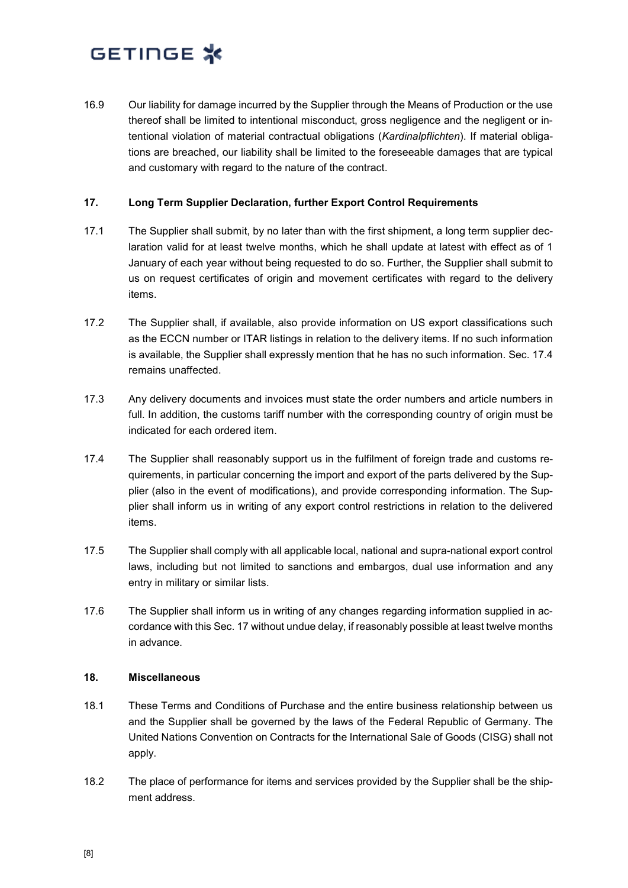16.9 Our liability for damage incurred by the Supplier through the Means of Production or the use thereof shall be limited to intentional misconduct, gross negligence and the negligent or intentional violation of material contractual obligations (*Kardinalpflichten*). If material obligations are breached, our liability shall be limited to the foreseeable damages that are typical and customary with regard to the nature of the contract.

## 17. Long Term Supplier Declaration, further Export Control Requirements

17.1 The Supplier shall submit, by no later than with the first shipment, a long term supplier declaration valid for at least twelve months, which he shall update at latest with effect as of 1 January of each year without being requested to do so. Further, the Supplier shall submit to us on request certificates of origin and movement certificates with regard to the delivery items.

17.2 The Supplier shall, if available, also provide information on US export classifications such as the ECCN number or ITAR listings in relation to the delivery items. If no such information is available, the Supplier shall expressly mention that he has no such information. Sec. 17.4 remains unaffected.

17.3 Any delivery documents and invoices must state the order numbers and article numbers in full. In addition, the customs tariff number with the corresponding country of origin must be indicated for each ordered item.

17.4 The Supplier shall reasonably support us in the fulfilment of foreign trade and customs requirements, in particular concerning the import and export of the parts delivered by the Supplier (also in the event of modifications), and provide corresponding information. The Supplier shall inform us in writing of any export control restrictions in relation to the delivered items.

17.5 The Supplier shall comply with all applicable local, national and supra-national export control laws, including but not limited to sanctions and embargos, dual use information and any entry in military or similar lists.

17.6 The Supplier shall inform us in writing of any changes regarding information supplied in accordance with this Sec. 17 without undue delay, if reasonably possible at least twelve months in advance.

## 18. Miscellaneous

18.1 These Terms and Conditions of Purchase and the entire business relationship between us and the Supplier shall be governed by the laws of the Federal Republic of Germany. The United Nations Convention on Contracts for the International Sale of Goods (CISG) shall not apply.

18.2 The place of performance for items and services provided by the Supplier shall be the shipment address.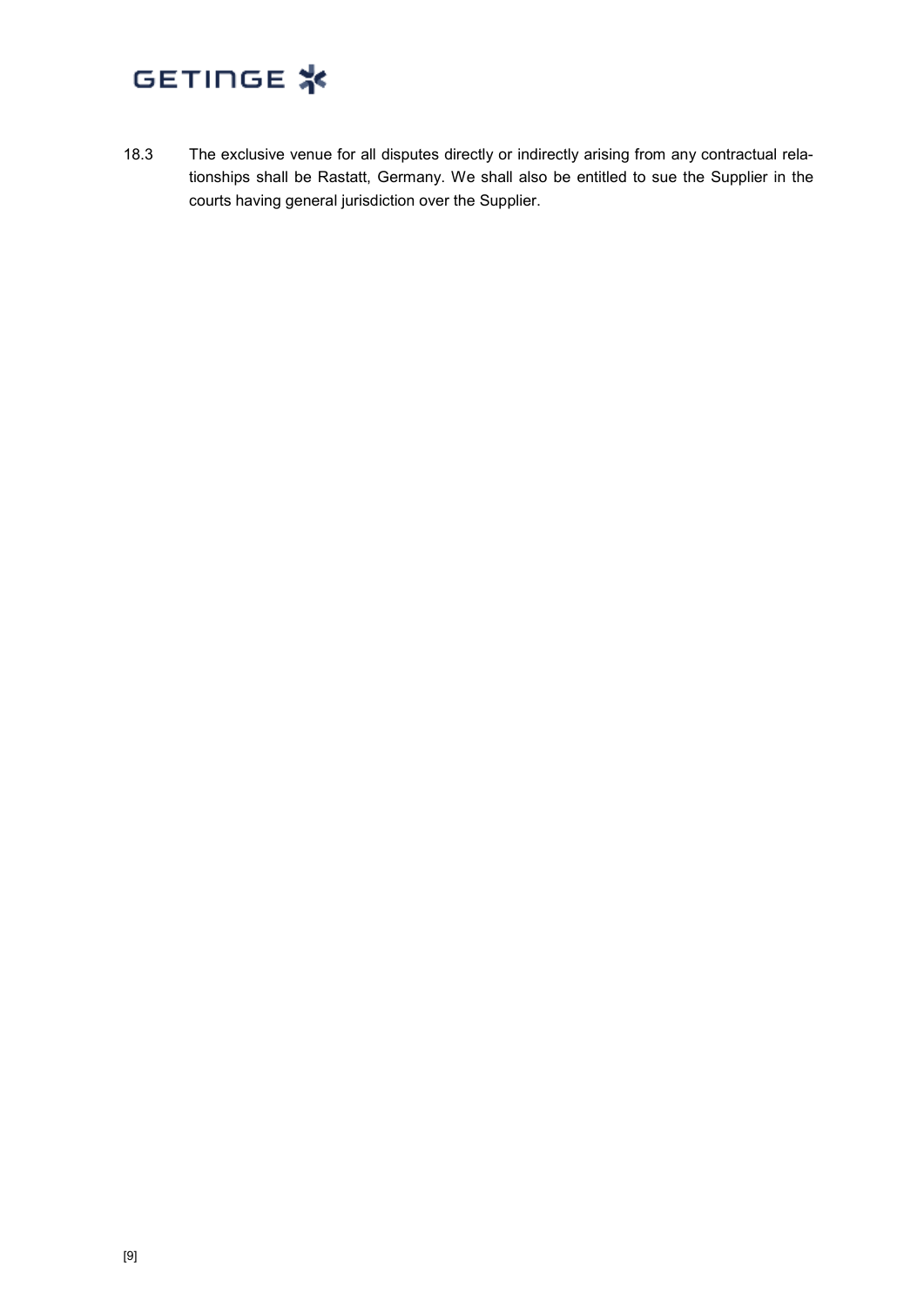18.3 The exclusive venue for all disputes directly or indirectly arising from any contractual relationships shall be Rastatt, Germany. We shall also be entitled to sue the Supplier in the courts having general jurisdiction over the Supplier.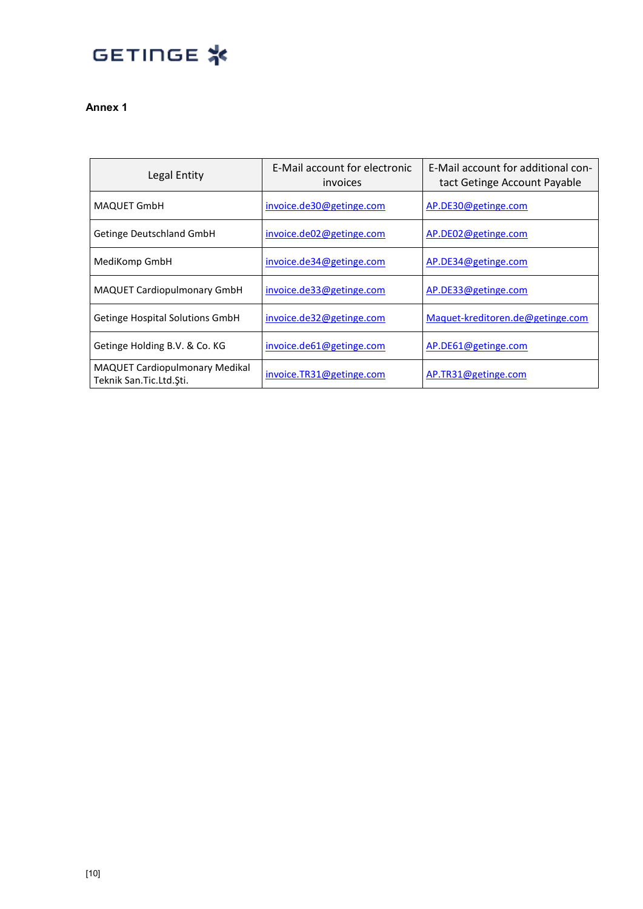**Annex 1**

| Legal Entity | E-Mail account for electronic invoices | E-Mail account for additional contact Getinge Account Payable |
|---|---|---|
| MAQUET GmbH | invoice.de30@getinge.com | AP.DE30@getinge.com |
| Getinge Deutschland GmbH | invoice.de02@getinge.com | AP.DE02@getinge.com |
| MediKomp GmbH | invoice.de34@getinge.com | AP.DE34@getinge.com |
| MAQUET Cardiopulmonary GmbH | invoice.de33@getinge.com | AP.DE33@getinge.com |
| Getinge Hospital Solutions GmbH | invoice.de32@getinge.com | Maquet-kreditoren.de@getinge.com |
| Getinge Holding B.V. & Co. KG | invoice.de61@getinge.com | AP.DE61@getinge.com |
| MAQUET Cardiopulmonary Medikal Teknik San.Tic.Ltd.Şti. | invoice.TR31@getinge.com | AP.TR31@getinge.com |